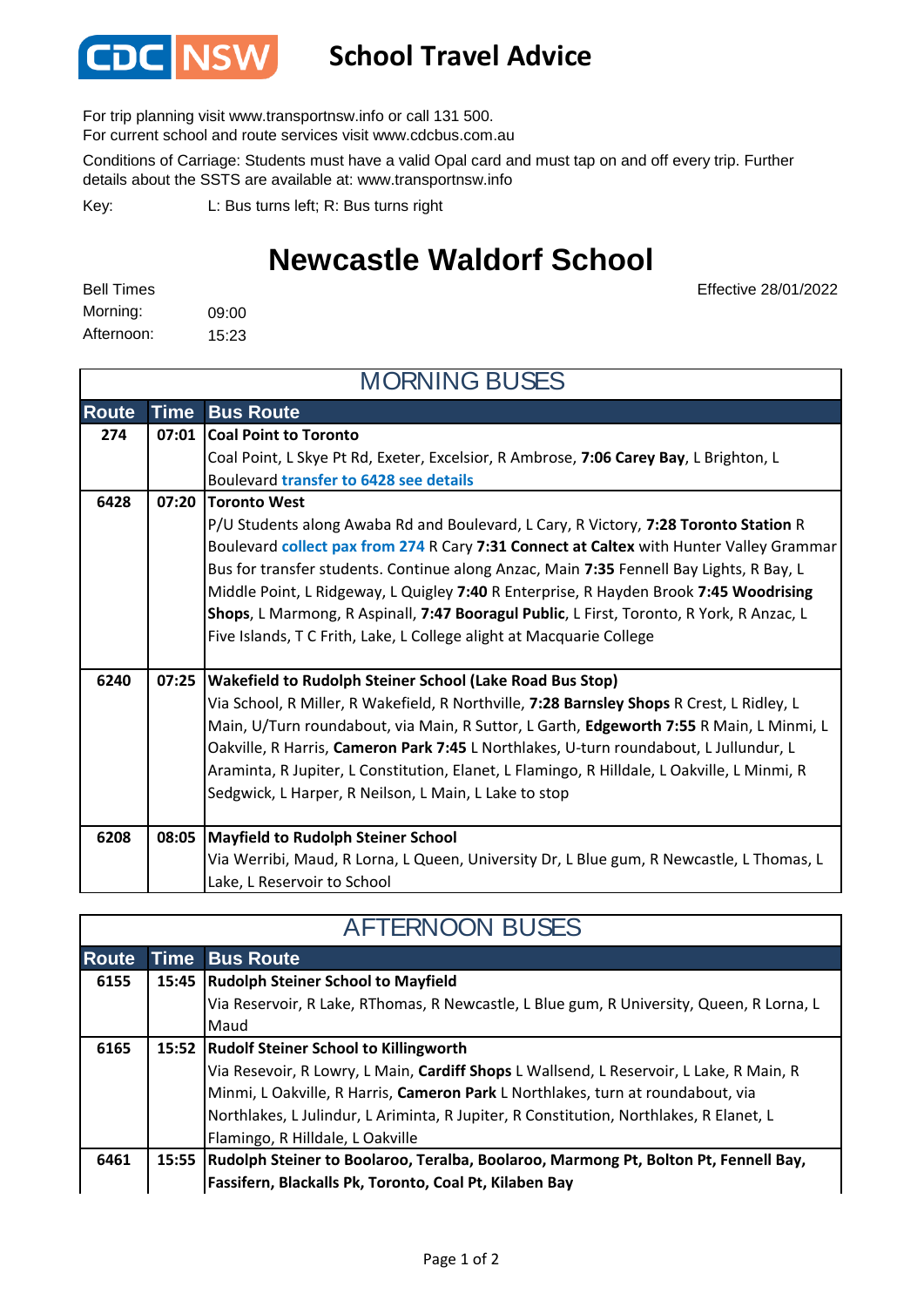# School Travel Advice

For trip planning visit www.transportnsw.info or call 131 500.
For current school and route services visit www.cdcbus.com.au

Conditions of Carriage: Students must have a valid Opal card and must tap on and off every trip. Further details about the SSTS are available at: www.transportnsw.info

Key: L: Bus turns left; R: Bus turns right

## Newcastle Waldorf School

Effective 28/01/2022

Bell Times
Morning: 09:00
Afternoon: 15:23

### MORNING BUSES

| Route | Time | Bus Route |
|---|---|---|
| 274 | 07:01 | **Coal Point to Toronto**<br>Coal Point, L Skye Pt Rd, Exeter, Excelsior, R Ambrose, **7:06 Carey Bay**, L Brighton, L Boulevard **transfer to 6428 see details** |
| 6428 | 07:20 | **Toronto West**<br>P/U Students along Awaba Rd and Boulevard, L Cary, R Victory, **7:28 Toronto Station** R Boulevard **collect pax from 274** R Cary **7:31 Connect at Caltex** with Hunter Valley Grammar Bus for transfer students. Continue along Anzac, Main **7:35** Fennell Bay Lights, R Bay, L Middle Point, L Ridgeway, L Quigley **7:40** R Enterprise, R Hayden Brook **7:45 Woodrising Shops**, L Marmong, R Aspinall, **7:47 Booragul Public**, L First, Toronto, R York, R Anzac, L Five Islands, T C Frith, Lake, L College alight at Macquarie College |
| 6240 | 07:25 | **Wakefield to Rudolph Steiner School (Lake Road Bus Stop)**<br>Via School, R Miller, R Wakefield, R Northville, **7:28 Barnsley Shops** R Crest, L Ridley, L Main, U/Turn roundabout, via Main, R Suttor, L Garth, **Edgeworth 7:55** R Main, L Minmi, L Oakville, R Harris, **Cameron Park 7:45** L Northlakes, U-turn roundabout, L Jullundur, L Araminta, R Jupiter, L Constitution, Elanet, L Flamingo, R Hilldale, L Oakville, L Minmi, R Sedgwick, L Harper, R Neilson, L Main, L Lake to stop |
| 6208 | 08:05 | **Mayfield to Rudolph Steiner School**<br>Via Werribi, Maud, R Lorna, L Queen, University Dr, L Blue gum, R Newcastle, L Thomas, L Lake, L Reservoir to School |

### AFTERNOON BUSES

| Route | Time | Bus Route |
|---|---|---|
| 6155 | 15:45 | **Rudolph Steiner School to Mayfield**<br>Via Reservoir, R Lake, RThomas, R Newcastle, L Blue gum, R University, Queen, R Lorna, L Maud |
| 6165 | 15:52 | **Rudolf Steiner School to Killingworth**<br>Via Resevoir, R Lowry, L Main, **Cardiff Shops** L Wallsend, L Reservoir, L Lake, R Main, R Minmi, L Oakville, R Harris, **Cameron Park** L Northlakes, turn at roundabout, via Northlakes, L Julindur, L Ariminta, R Jupiter, R Constitution, Northlakes, R Elanet, L Flamingo, R Hilldale, L Oakville |
| 6461 | 15:55 | **Rudolph Steiner to Boolaroo, Teralba, Boolaroo, Marmong Pt, Bolton Pt, Fennell Bay, Fassifern, Blackalls Pk, Toronto, Coal Pt, Kilaben Bay** |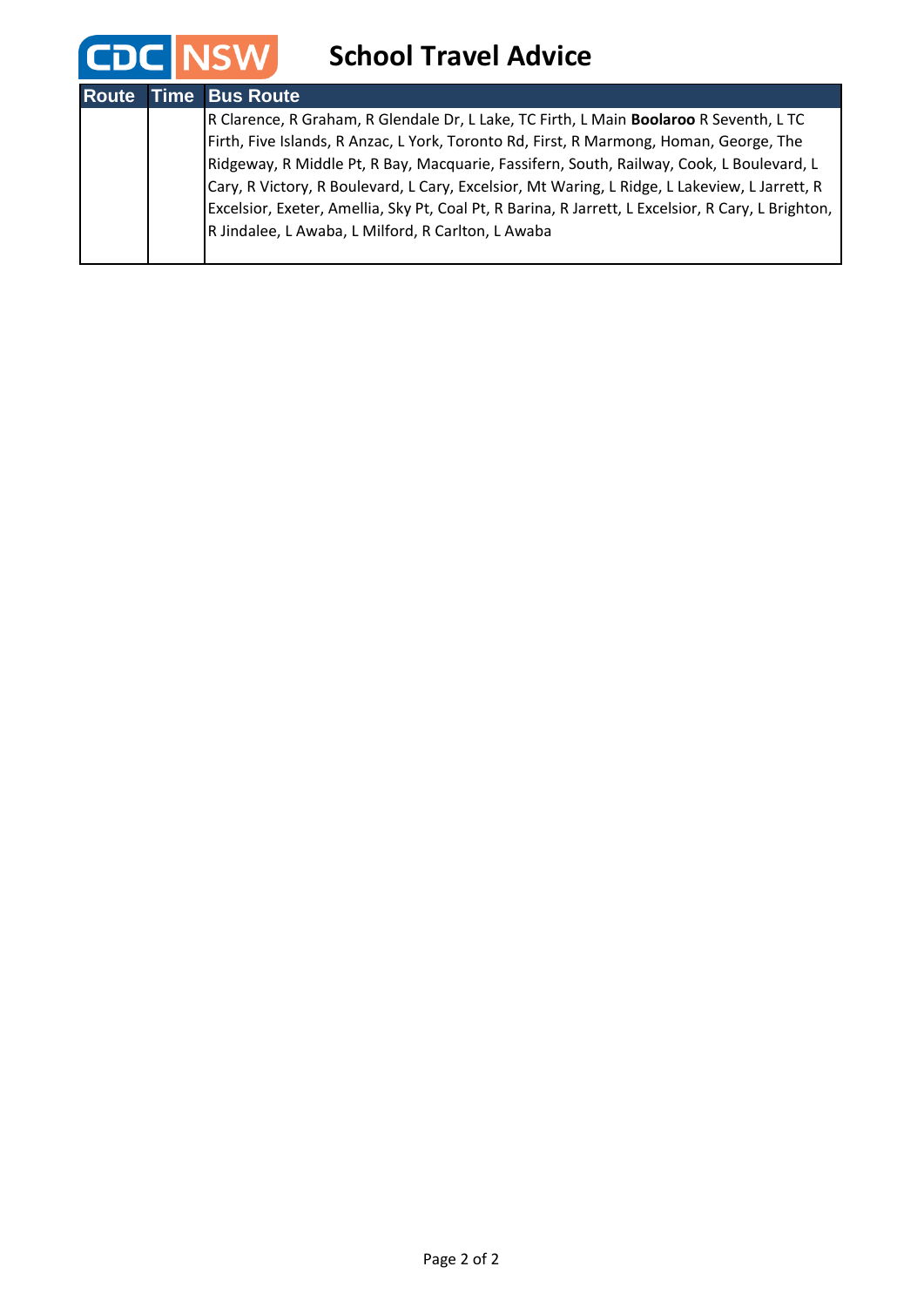# School Travel Advice

| Route | Time | Bus Route |
|---|---|---|
| | | R Clarence, R Graham, R Glendale Dr, L Lake, TC Firth, L Main **Boolaroo** R Seventh, L TC Firth, Five Islands, R Anzac, L York, Toronto Rd, First, R Marmong, Homan, George, The Ridgeway, R Middle Pt, R Bay, Macquarie, Fassifern, South, Railway, Cook, L Boulevard, L Cary, R Victory, R Boulevard, L Cary, Excelsior, Mt Waring, L Ridge, L Lakeview, L Jarrett, R Excelsior, Exeter, Amellia, Sky Pt, Coal Pt, R Barina, R Jarrett, L Excelsior, R Cary, L Brighton, R Jindalee, L Awaba, L Milford, R Carlton, L Awaba |